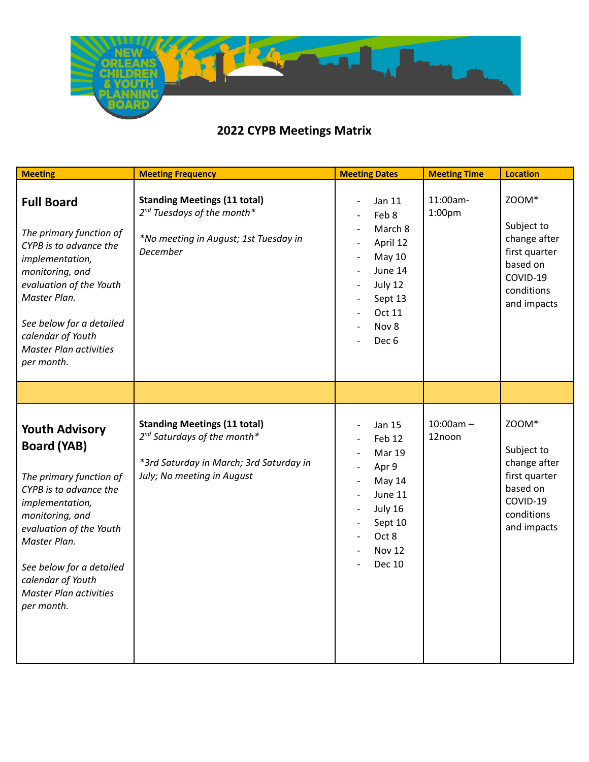# 2022 CYPB Meetings Matrix

| Meeting | Meeting Frequency | Meeting Dates | Meeting Time | Location |
|---|---|---|---|---|
| **Full Board**<br><br>*The primary function of CYPB is to advance the implementation, monitoring, and evaluation of the Youth Master Plan.*<br><br>*See below for a detailed calendar of Youth Master Plan activities per month.* | **Standing Meetings (11 total)**<br>*2nd Tuesdays of the month\**<br><br>*\*No meeting in August; 1st Tuesday in December* | - Jan 11<br>- Feb 8<br>- March 8<br>- April 12<br>- May 10<br>- June 14<br>- July 12<br>- Sept 13<br>- Oct 11<br>- Nov 8<br>- Dec 6 | 11:00am-1:00pm | ZOOM*<br><br>Subject to change after first quarter based on COVID-19 conditions and impacts |
| | | | | |
| **Youth Advisory Board (YAB)**<br><br>*The primary function of CYPB is to advance the implementation, monitoring, and evaluation of the Youth Master Plan.*<br><br>*See below for a detailed calendar of Youth Master Plan activities per month.* | **Standing Meetings (11 total)**<br>*2nd Saturdays of the month\**<br><br>*\*3rd Saturday in March; 3rd Saturday in July; No meeting in August* | - Jan 15<br>- Feb 12<br>- Mar 19<br>- Apr 9<br>- May 14<br>- June 11<br>- July 16<br>- Sept 10<br>- Oct 8<br>- Nov 12<br>- Dec 10 | 10:00am – 12noon | ZOOM*<br><br>Subject to change after first quarter based on COVID-19 conditions and impacts |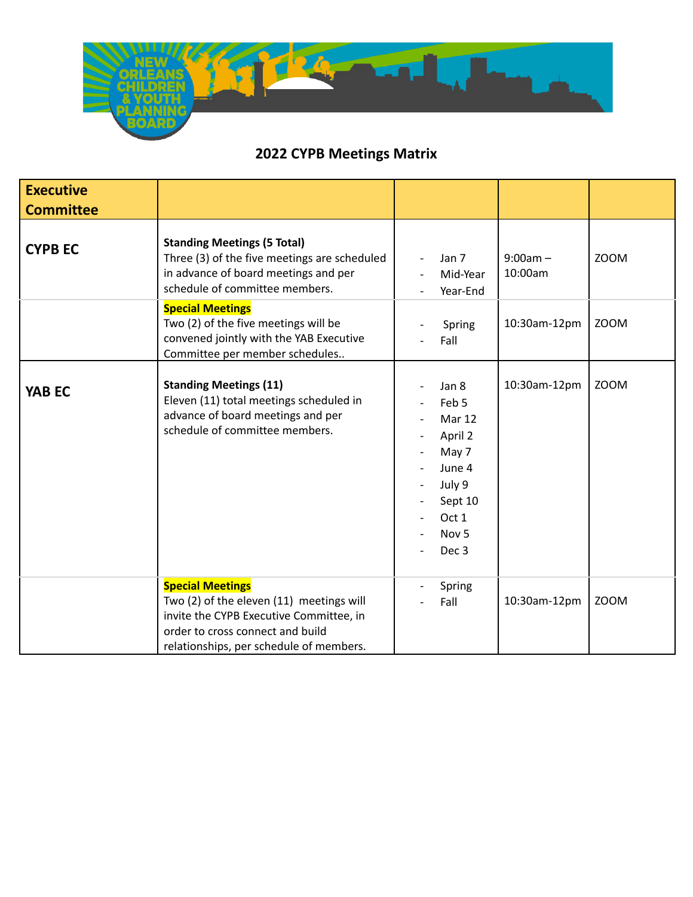## 2022 CYPB Meetings Matrix

| Executive Committee | | | | |
|---|---|---|---|---|
| **CYPB EC** | **Standing Meetings (5 Total)**<br>Three (3) of the five meetings are scheduled in advance of board meetings and per schedule of committee members. | - Jan 7<br>- Mid-Year<br>- Year-End | 9:00am – 10:00am | ZOOM |
| | **Special Meetings**<br>Two (2) of the five meetings will be convened jointly with the YAB Executive Committee per member schedules.. | - Spring<br>- Fall | 10:30am-12pm | ZOOM |
| **YAB EC** | **Standing Meetings (11)**<br>Eleven (11) total meetings scheduled in advance of board meetings and per schedule of committee members. | - Jan 8<br>- Feb 5<br>- Mar 12<br>- April 2<br>- May 7<br>- June 4<br>- July 9<br>- Sept 10<br>- Oct 1<br>- Nov 5<br>- Dec 3 | 10:30am-12pm | ZOOM |
| | **Special Meetings**<br>Two (2) of the eleven (11) meetings will invite the CYPB Executive Committee, in order to cross connect and build relationships, per schedule of members. | - Spring<br>- Fall | 10:30am-12pm | ZOOM |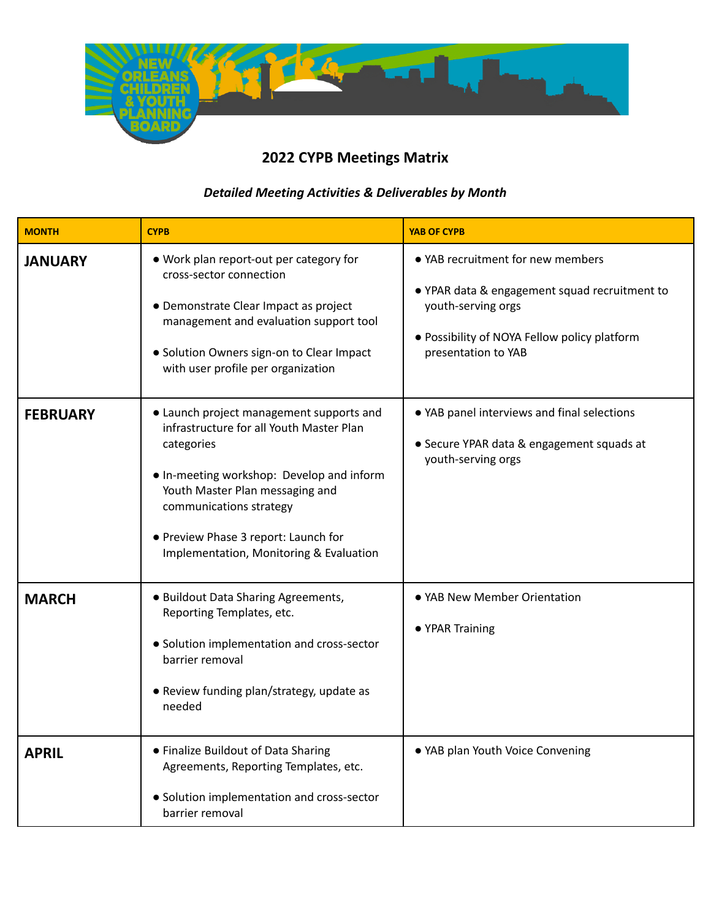## 2022 CYPB Meetings Matrix

***Detailed Meeting Activities & Deliverables by Month***

| MONTH | CYPB | YAB OF CYPB |
|---|---|---|
| **JANUARY** | ● Work plan report-out per category for cross-sector connection<br><br>● Demonstrate Clear Impact as project management and evaluation support tool<br><br>● Solution Owners sign-on to Clear Impact with user profile per organization | ● YAB recruitment for new members<br><br>● YPAR data & engagement squad recruitment to youth-serving orgs<br><br>● Possibility of NOYA Fellow policy platform presentation to YAB |
| **FEBRUARY** | ● Launch project management supports and infrastructure for all Youth Master Plan categories<br><br>● In-meeting workshop: Develop and inform Youth Master Plan messaging and communications strategy<br><br>● Preview Phase 3 report: Launch for Implementation, Monitoring & Evaluation | ● YAB panel interviews and final selections<br><br>● Secure YPAR data & engagement squads at youth-serving orgs |
| **MARCH** | ● Buildout Data Sharing Agreements, Reporting Templates, etc.<br><br>● Solution implementation and cross-sector barrier removal<br><br>● Review funding plan/strategy, update as needed | ● YAB New Member Orientation<br><br>● YPAR Training |
| **APRIL** | ● Finalize Buildout of Data Sharing Agreements, Reporting Templates, etc.<br><br>● Solution implementation and cross-sector barrier removal | ● YAB plan Youth Voice Convening |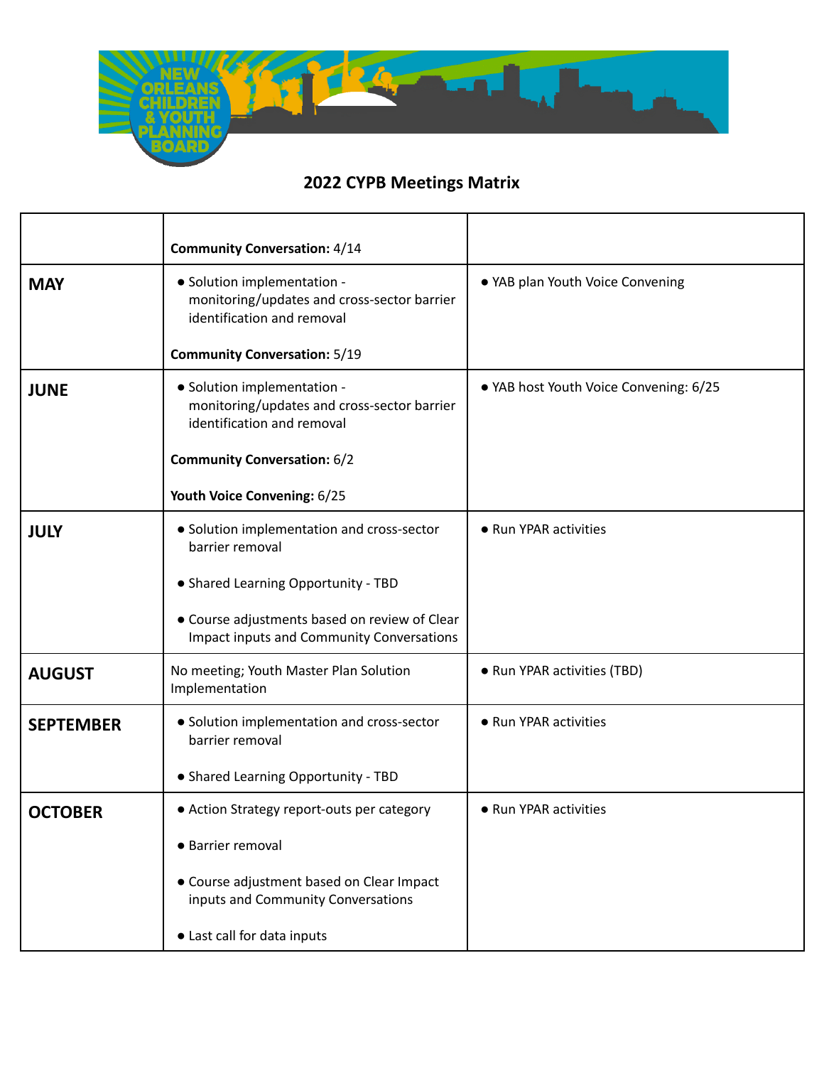## 2022 CYPB Meetings Matrix

| | | |
|---|---|---|
| | **Community Conversation:** 4/14 | |
| **MAY** | ● Solution implementation - monitoring/updates and cross-sector barrier identification and removal<br><br>**Community Conversation:** 5/19 | ● YAB plan Youth Voice Convening |
| **JUNE** | ● Solution implementation - monitoring/updates and cross-sector barrier identification and removal<br><br>**Community Conversation:** 6/2<br><br>**Youth Voice Convening:** 6/25 | ● YAB host Youth Voice Convening: 6/25 |
| **JULY** | ● Solution implementation and cross-sector barrier removal<br><br>● Shared Learning Opportunity - TBD<br><br>● Course adjustments based on review of Clear Impact inputs and Community Conversations | ● Run YPAR activities |
| **AUGUST** | No meeting; Youth Master Plan Solution Implementation | ● Run YPAR activities (TBD) |
| **SEPTEMBER** | ● Solution implementation and cross-sector barrier removal<br><br>● Shared Learning Opportunity - TBD | ● Run YPAR activities |
| **OCTOBER** | ● Action Strategy report-outs per category<br><br>● Barrier removal<br><br>● Course adjustment based on Clear Impact inputs and Community Conversations<br><br>● Last call for data inputs | ● Run YPAR activities |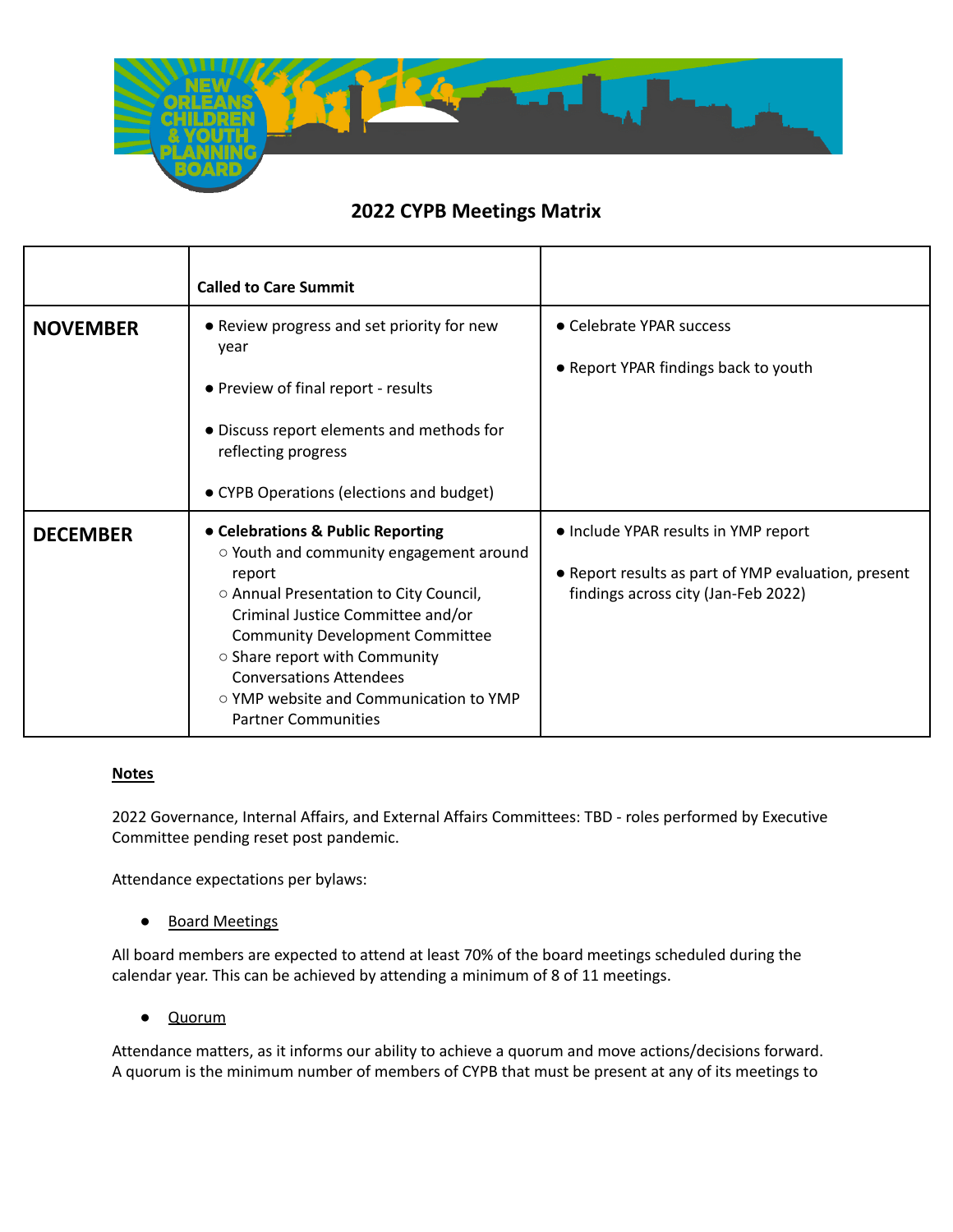## 2022 CYPB Meetings Matrix

| | Called to Care Summit | |
|---|---|---|
| **NOVEMBER** | • Review progress and set priority for new year<br><br>• Preview of final report - results<br><br>• Discuss report elements and methods for reflecting progress<br><br>• CYPB Operations (elections and budget) | • Celebrate YPAR success<br><br>• Report YPAR findings back to youth |
| **DECEMBER** | • **Celebrations & Public Reporting**<br>○ Youth and community engagement around report<br>○ Annual Presentation to City Council, Criminal Justice Committee and/or Community Development Committee<br>○ Share report with Community Conversations Attendees<br>○ YMP website and Communication to YMP Partner Communities | • Include YPAR results in YMP report<br><br>• Report results as part of YMP evaluation, present findings across city (Jan-Feb 2022) |

**Notes**

2022 Governance, Internal Affairs, and External Affairs Committees: TBD - roles performed by Executive Committee pending reset post pandemic.

Attendance expectations per bylaws:

- Board Meetings

All board members are expected to attend at least 70% of the board meetings scheduled during the calendar year. This can be achieved by attending a minimum of 8 of 11 meetings.

- Quorum

Attendance matters, as it informs our ability to achieve a quorum and move actions/decisions forward. A quorum is the minimum number of members of CYPB that must be present at any of its meetings to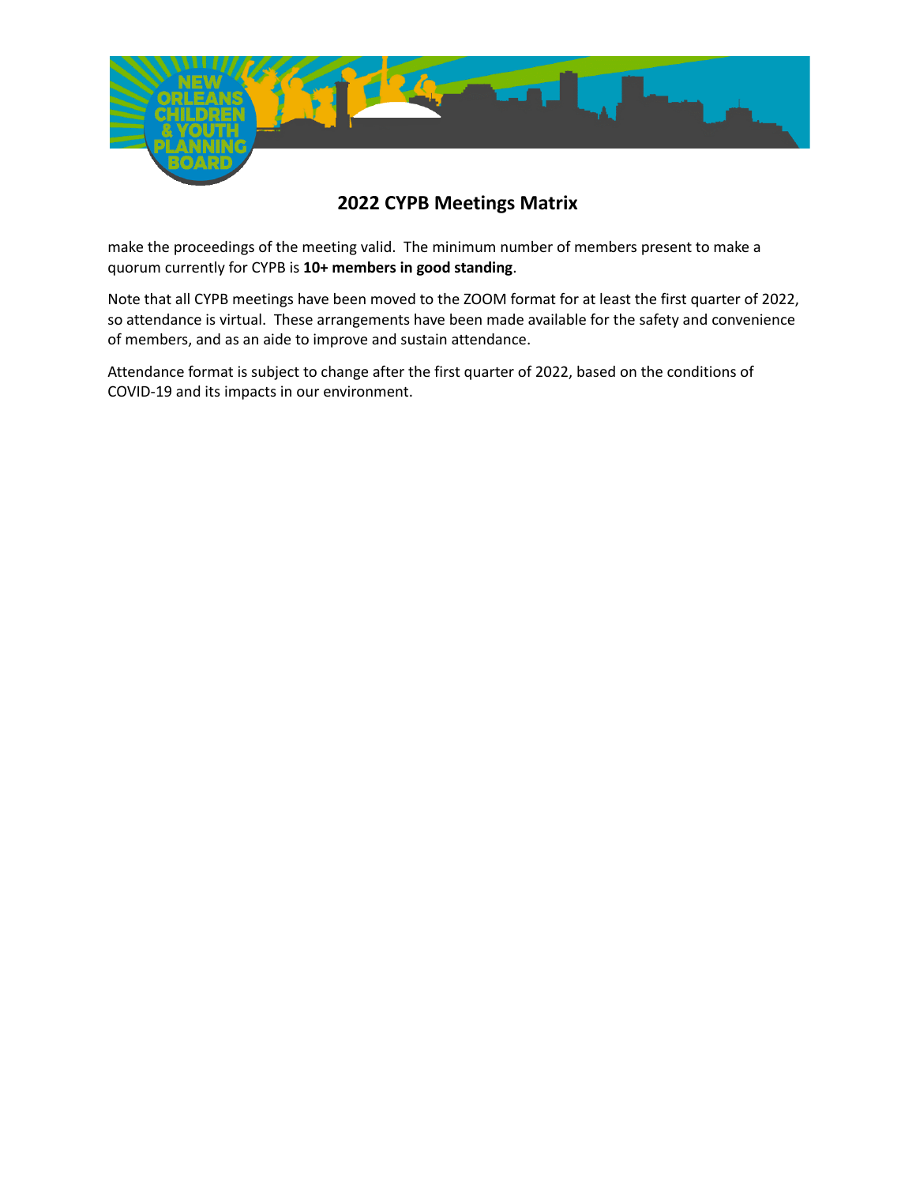make the proceedings of the meeting valid. The minimum number of members present to make a quorum currently for CYPB is **10+ members in good standing**.

Note that all CYPB meetings have been moved to the ZOOM format for at least the first quarter of 2022, so attendance is virtual. These arrangements have been made available for the safety and convenience of members, and as an aide to improve and sustain attendance.

Attendance format is subject to change after the first quarter of 2022, based on the conditions of COVID-19 and its impacts in our environment.